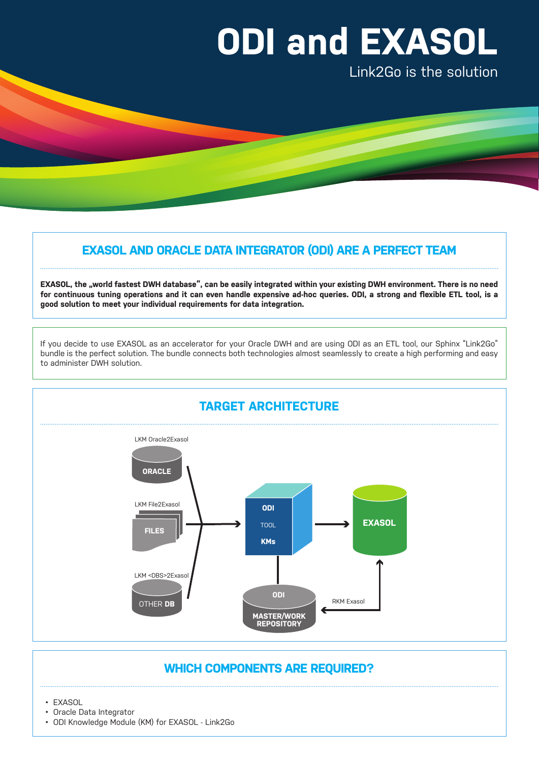# ODI and EXASOL

Link2Go is the solution

## EXASOL AND ORACLE DATA INTEGRATOR (ODI) ARE A PERFECT TEAM

**EXASOL, the „world fastest DWH database", can be easily integrated within your existing DWH environment. There is no need for continuous tuning operations and it can even handle expensive ad-hoc queries. ODI, a strong and flexible ETL tool, is a good solution to meet your individual requirements for data integration.**

If you decide to use EXASOL as an accelerator for your Oracle DWH and are using ODI as an ETL tool, our Sphinx "Link2Go" bundle is the perfect solution. The bundle connects both technologies almost seamlessly to create a high performing and easy to administer DWH solution.

## TARGET ARCHITECTURE

LKM Oracle2Exasol

ORACLE

LKM File2Exasol

FILES

LKM <DBS>2Exasol

OTHER DB

ODI

TOOL

KMs

EXASOL

ODI

MASTER/WORK REPOSITORY

RKM Exasol

## WHICH COMPONENTS ARE REQUIRED?

- EXASOL
- Oracle Data Integrator
- ODI Knowledge Module (KM) for EXASOL - Link2Go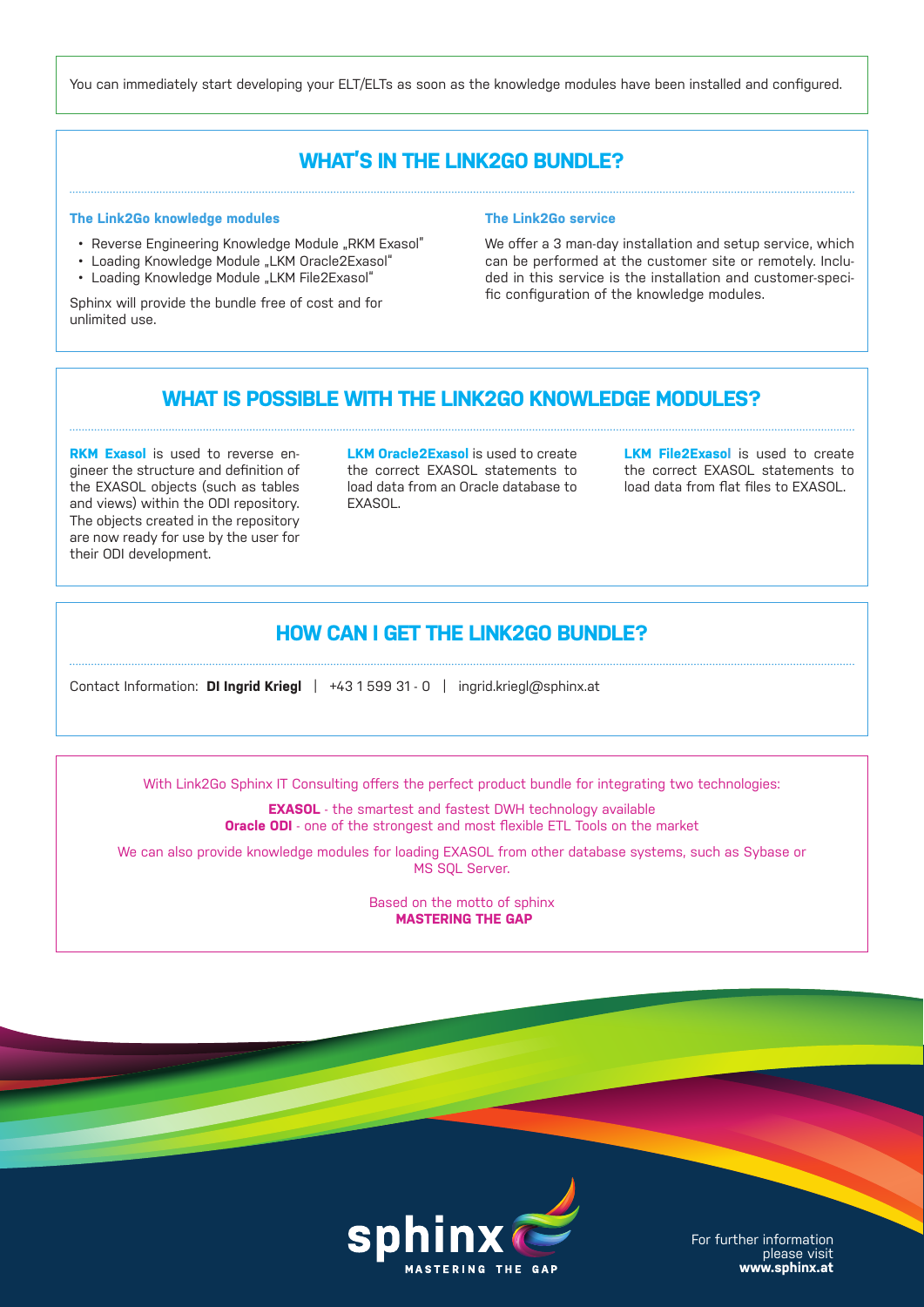You can immediately start developing your ELT/ELTs as soon as the knowledge modules have been installed and configured.

## WHAT'S IN THE LINK2GO BUNDLE?

**The Link2Go knowledge modules**

- Reverse Engineering Knowledge Module „RKM Exasol"
- Loading Knowledge Module „LKM Oracle2Exasol"
- Loading Knowledge Module „LKM File2Exasol"

Sphinx will provide the bundle free of cost and for unlimited use.

**The Link2Go service**

We offer a 3 man-day installation and setup service, which can be performed at the customer site or remotely. Included in this service is the installation and customer-specific configuration of the knowledge modules.

## WHAT IS POSSIBLE WITH THE LINK2GO KNOWLEDGE MODULES?

**RKM Exasol** is used to reverse engineer the structure and definition of the EXASOL objects (such as tables and views) within the ODI repository. The objects created in the repository are now ready for use by the user for their ODI development.

**LKM Oracle2Exasol** is used to create the correct EXASOL statements to load data from an Oracle database to EXASOL.

**LKM File2Exasol** is used to create the correct EXASOL statements to load data from flat files to EXASOL.

## HOW CAN I GET THE LINK2GO BUNDLE?

Contact Information: **DI Ingrid Kriegl** | +43 1 599 31 - 0 | ingrid.kriegl@sphinx.at

With Link2Go Sphinx IT Consulting offers the perfect product bundle for integrating two technologies:

**EXASOL** - the smartest and fastest DWH technology available
**Oracle ODI** - one of the strongest and most flexible ETL Tools on the market

We can also provide knowledge modules for loading EXASOL from other database systems, such as Sybase or MS SQL Server.

Based on the motto of sphinx
**MASTERING THE GAP**

sphinx
MASTERING THE GAP

For further information please visit **www.sphinx.at**